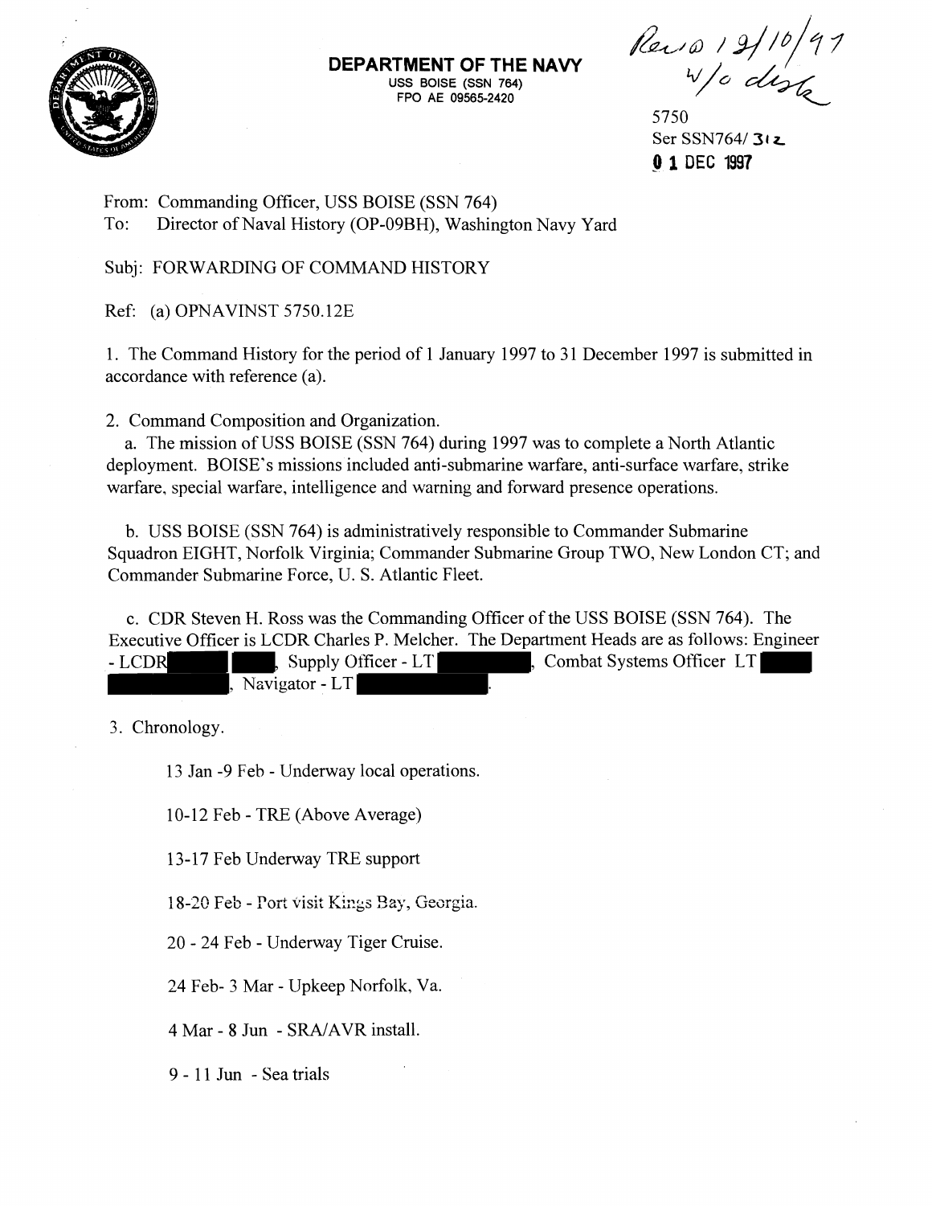**DEPARTMENT OF THE NAVY**
USS BOISE (SSN 764)
FPO AE 09565-2420

Rec'd 12/10/97
w/o disk

5750
Ser SSN764/ 312
01 DEC 1997

From: Commanding Officer, USS BOISE (SSN 764)
To: Director of Naval History (OP-09BH), Washington Navy Yard

Subj: FORWARDING OF COMMAND HISTORY

Ref: (a) OPNAVINST 5750.12E

1. The Command History for the period of 1 January 1997 to 31 December 1997 is submitted in accordance with reference (a).

2. Command Composition and Organization.

a. The mission of USS BOISE (SSN 764) during 1997 was to complete a North Atlantic deployment. BOISE's missions included anti-submarine warfare, anti-surface warfare, strike warfare, special warfare, intelligence and warning and forward presence operations.

b. USS BOISE (SSN 764) is administratively responsible to Commander Submarine Squadron EIGHT, Norfolk Virginia; Commander Submarine Group TWO, New London CT; and Commander Submarine Force, U. S. Atlantic Fleet.

c. CDR Steven H. Ross was the Commanding Officer of the USS BOISE (SSN 764). The Executive Officer is LCDR Charles P. Melcher. The Department Heads are as follows: Engineer - LCDR ████ ███, Supply Officer - LT ██████, Combat Systems Officer LT ████ ██████, Navigator - LT ████████.

3. Chronology.

13 Jan -9 Feb - Underway local operations.

10-12 Feb - TRE (Above Average)

13-17 Feb Underway TRE support

18-20 Feb - Port visit Kings Bay, Georgia.

20 - 24 Feb - Underway Tiger Cruise.

24 Feb- 3 Mar - Upkeep Norfolk, Va.

4 Mar - 8 Jun - SRA/AVR install.

9 - 11 Jun - Sea trials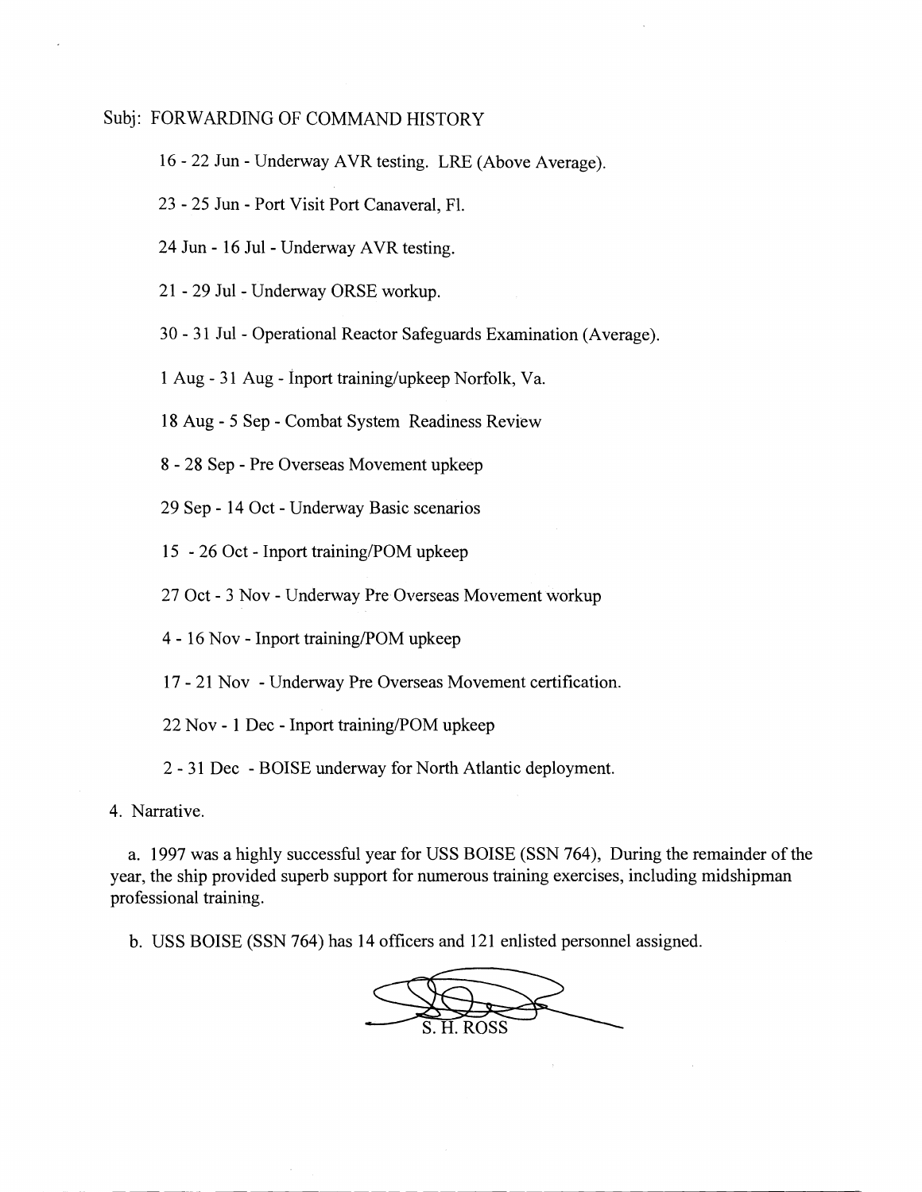Subj: FORWARDING OF COMMAND HISTORY

16 - 22 Jun - Underway AVR testing. LRE (Above Average).

23 - 25 Jun - Port Visit Port Canaveral, Fl.

24 Jun - 16 Jul - Underway AVR testing.

21 - 29 Jul - Underway ORSE workup.

30 - 31 Jul - Operational Reactor Safeguards Examination (Average).

1 Aug - 31 Aug - Inport training/upkeep Norfolk, Va.

18 Aug - 5 Sep - Combat System Readiness Review

8 - 28 Sep - Pre Overseas Movement upkeep

29 Sep - 14 Oct - Underway Basic scenarios

15 - 26 Oct - Inport training/POM upkeep

27 Oct - 3 Nov - Underway Pre Overseas Movement workup

4 - 16 Nov - Inport training/POM upkeep

17 - 21 Nov - Underway Pre Overseas Movement certification.

22 Nov - 1 Dec - Inport training/POM upkeep

2 - 31 Dec - BOISE underway for North Atlantic deployment.

4. Narrative.

a. 1997 was a highly successful year for USS BOISE (SSN 764), During the remainder of the year, the ship provided superb support for numerous training exercises, including midshipman professional training.

b. USS BOISE (SSN 764) has 14 officers and 121 enlisted personnel assigned.

S. H. ROSS